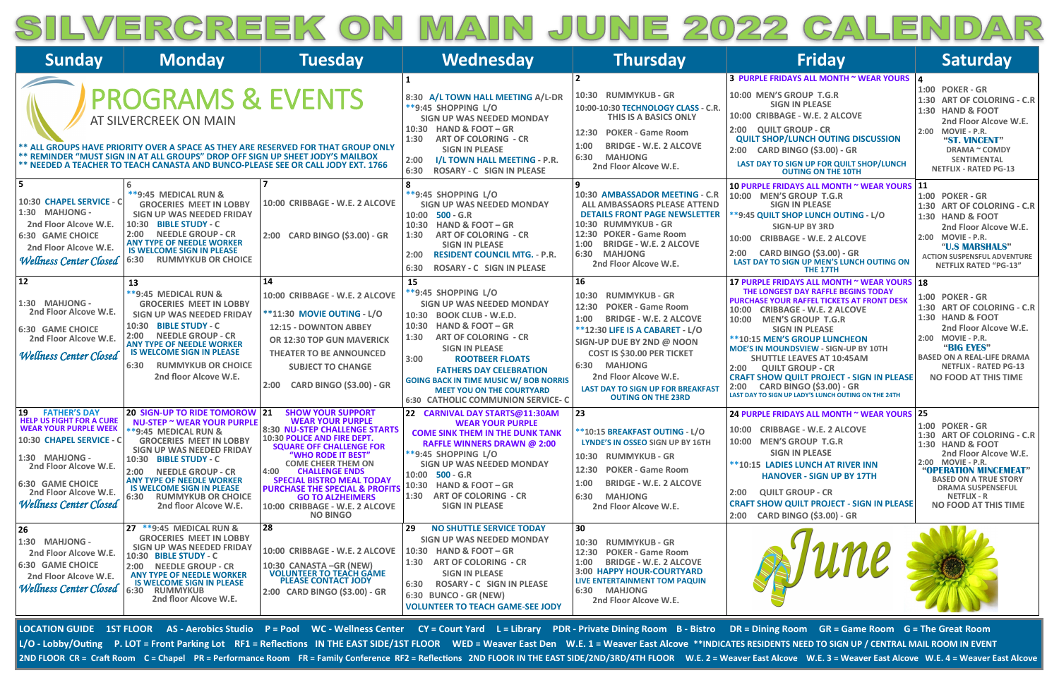# SILVERCREEK ON MAIN JUNE 2022 CALENDAR

## PROGRAMS & EVENTS

AT SILVERCREEK ON MAIN

** ALL GROUPS HAVE PRIORITY OVER A SPACE AS THEY ARE RESERVED FOR THAT GROUP ONLY
** REMINDER "MUST SIGN IN AT ALL GROUPS" DROP OFF SIGN UP SHEET JODY'S MAILBOX
** NEEDED A TEACHER TO TEACH CANASTA AND BUNCO-PLEASE SEE OR CALL JODY EXT. 1766

| Sunday | Monday | Tuesday | Wednesday | Thursday | Friday | Saturday |
|---|---|---|---|---|---|---|
| | | | **1**<br>8:30 A/L TOWN HALL MEETING A/L-DR<br>**9:45 SHOPPING L/O<br>SIGN UP WAS NEEDED MONDAY<br>10:30 HAND & FOOT – GR<br>1:30 ART OF COLORING - CR<br>SIGN IN PLEASE<br>2:00 I/L TOWN HALL MEETING - P.R.<br>6:30 ROSARY - C SIGN IN PLEASE | **2**<br>10:30 RUMMYKUB - GR<br>10:00-10:30 TECHNOLOGY CLASS - C.R.<br>THIS IS A BASICS ONLY<br>12:30 POKER - Game Room<br>1:00 BRIDGE - W.E. 2 ALCOVE<br>6:30 MAHJONG<br>2nd Floor Alcove W.E. | **3** PURPLE FRIDAYS ALL MONTH ~ WEAR YOURS<br>10:00 MEN'S GROUP T.G.R<br>SIGN IN PLEASE<br>10:00 CRIBBAGE - W.E. 2 ALCOVE<br>2:00 QUILT GROUP - CR<br>QUILT SHOP/LUNCH OUTING DISCUSSION<br>2:00 CARD BINGO ($3.00) - GR<br>LAST DAY TO SIGN UP FOR QUILT SHOP/LUNCH OUTING ON THE 10TH | **4**<br>1:00 POKER - GR<br>1:30 ART OF COLORING - C.R<br>1:30 HAND & FOOT<br>2nd Floor Alcove W.E.<br>2:00 MOVIE - P.R.<br>"ST. VINCENT"<br>DRAMA ~ COMDY<br>SENTIMENTAL<br>NETFLIX - RATED PG-13 |
| **5**<br>10:30 CHAPEL SERVICE - C<br>1:30 MAHJONG -<br>2nd Floor Alcove W.E.<br>6:30 GAME CHOICE<br>2nd Floor Alcove W.E.<br>*Wellness Center Closed* | **6**<br>**9:45 MEDICAL RUN &<br>GROCERIES MEET IN LOBBY<br>SIGN UP WAS NEEDED FRIDAY<br>10:30 BIBLE STUDY - C<br>2:00 NEEDLE GROUP - CR<br>ANY TYPE OF NEEDLE WORKER IS WELCOME SIGN IN PLEASE<br>6:30 RUMMYKUB OR CHOICE | **7**<br>10:00 CRIBBAGE - W.E. 2 ALCOVE<br>2:00 CARD BINGO ($3.00) - GR | **8**<br>**9:45 SHOPPING L/O<br>SIGN UP WAS NEEDED MONDAY<br>10:00 500 - G.R<br>10:30 HAND & FOOT – GR<br>1:30 ART OF COLORING - CR<br>SIGN IN PLEASE<br>2:00 RESIDENT COUNCIL MTG. - P.R.<br>6:30 ROSARY - C SIGN IN PLEASE | **9**<br>10:30 AMBASSADOR MEETING - C.R<br>ALL AMBASSADORS PLEASE ATTEND<br>DETAILS FRONT PAGE NEWSLETTER<br>10:30 RUMMYKUB - GR<br>12:30 POKER - Game Room<br>1:00 BRIDGE - W.E. 2 ALCOVE<br>6:30 MAHJONG<br>2nd Floor Alcove W.E. | **10** PURPLE FRIDAYS ALL MONTH ~ WEAR YOURS<br>10:00 MEN'S GROUP T.G.R<br>SIGN IN PLEASE<br>**9:45 QUILT SHOP LUNCH OUTING - L/O<br>SIGN-UP BY 3RD<br>10:00 CRIBBAGE - W.E. 2 ALCOVE<br>2:00 CARD BINGO ($3.00) - GR<br>LAST DAY TO SIGN UP MEN'S LUNCH OUTING ON THE 17TH | **11**<br>1:00 POKER - GR<br>1:30 ART OF COLORING - C.R<br>1:30 HAND & FOOT<br>2nd Floor Alcove W.E.<br>2:00 MOVIE - P.R.<br>"U.S MARSHALS"<br>ACTION SUSPENSFUL ADVENTURE<br>NETFLIX RATED "PG-13" |
| **12**<br>1:30 MAHJONG -<br>2nd Floor Alcove W.E.<br>6:30 GAME CHOICE<br>2nd Floor Alcove W.E.<br>*Wellness Center Closed* | **13**<br>**9:45 MEDICAL RUN &<br>GROCERIES MEET IN LOBBY<br>SIGN UP WAS NEEDED FRIDAY<br>10:30 BIBLE STUDY - C<br>2:00 NEEDLE GROUP - CR<br>ANY TYPE OF NEEDLE WORKER IS WELCOME SIGN IN PLEASE<br>6:30 RUMMYKUB OR CHOICE<br>2nd floor Alcove W.E. | **14**<br>10:00 CRIBBAGE - W.E. 2 ALCOVE<br>**11:30 MOVIE OUTING - L/O<br>12:15 - DOWNTON ABBEY<br>OR 12:30 TOP GUN MAVERICK<br>THEATER TO BE ANNOUNCED<br>SUBJECT TO CHANGE<br>2:00 CARD BINGO ($3.00) - GR | **15**<br>**9:45 SHOPPING L/O<br>SIGN UP WAS NEEDED MONDAY<br>10:30 BOOK CLUB - W.E.D.<br>10:30 HAND & FOOT – GR<br>1:30 ART OF COLORING - CR<br>SIGN IN PLEASE<br>3:00 ROOTBEER FLOATS<br>FATHERS DAY CELEBRATION<br>GOING BACK IN TIME MUSIC W/ BOB NORRIS<br>MEET YOU ON THE COURTYARD<br>6:30 CATHOLIC COMMUNION SERVICE- C | **16**<br>10:30 RUMMYKUB - GR<br>12:30 POKER - Game Room<br>1:00 BRIDGE - W.E. 2 ALCOVE<br>**12:30 LIFE IS A CABARET - L/O<br>SIGN-UP DUE BY 2ND @ NOON<br>COST IS $30.00 PER TICKET<br>6:30 MAHJONG<br>2nd Floor Alcove W.E.<br>LAST DAY TO SIGN UP FOR BREAKFAST OUTING ON THE 23RD | **17** PURPLE FRIDAYS ALL MONTH ~ WEAR YOURS<br>THE LONGEST DAY RAFFLE BEGINS TODAY<br>PURCHASE YOUR RAFFEL TICKETS AT FRONT DESK<br>10:00 CRIBBAGE - W.E. 2 ALCOVE<br>10:00 MEN'S GROUP T.G.R<br>SIGN IN PLEASE<br>**10:15 MEN'S GROUP LUNCHEON<br>MOE'S IN MOUNDSVIEW - SIGN-UP BY 10TH<br>SHUTTLE LEAVES AT 10:45AM<br>2:00 QUILT GROUP - CR<br>CRAFT SHOW QUILT PROJECT - SIGN IN PLEASE<br>2:00 CARD BINGO ($3.00) - GR<br>LAST DAY TO SIGN UP LADY'S LUNCH OUTING ON THE 24TH | **18**<br>1:00 POKER - GR<br>1:30 ART OF COLORING - C.R<br>1:30 HAND & FOOT<br>2nd Floor Alcove W.E.<br>2:00 MOVIE - P.R.<br>"BIG EYES"<br>BASED ON A REAL-LIFE DRAMA<br>NETFLIX - RATED PG-13<br>NO FOOD AT THIS TIME |
| **19** FATHER'S DAY<br>HELP US FIGHT FOR A CURE WEAR YOUR PURPLE WEEK<br>10:30 CHAPEL SERVICE - C<br>1:30 MAHJONG -<br>2nd Floor Alcove W.E.<br>6:30 GAME CHOICE<br>2nd Floor Alcove W.E.<br>*Wellness Center Closed* | **20** SIGN-UP TO RIDE TOMOROW<br>NU-STEP ~ WEAR YOUR PURPLE<br>**9:45 MEDICAL RUN &<br>GROCERIES MEET IN LOBBY<br>SIGN UP WAS NEEDED FRIDAY<br>10:30 BIBLE STUDY - C<br>2:00 NEEDLE GROUP - CR<br>ANY TYPE OF NEEDLE WORKER IS WELCOME SIGN IN PLEASE<br>6:30 RUMMYKUB OR CHOICE<br>2nd floor Alcove W.E. | **21** SHOW YOUR SUPPORT<br>WEAR YOUR PURPLE<br>8:30 NU-STEP CHALLENGE STARTS<br>10:30 POLICE AND FIRE DEPT.<br>SQUARE OFF CHALLENGE FOR<br>"WHO RODE IT BEST"<br>COME CHEER THEM ON<br>4:00 CHALLENGE ENDS<br>SPECIAL BISTRO MEAL TODAY<br>PURCHASE THE SPECIAL & PROFITS GO TO ALZHEIMERS<br>10:00 CRIBBAGE - W.E. 2 ALCOVE<br>NO BINGO | **22** CARNIVAL DAY STARTS@11:30AM<br>WEAR YOUR PURPLE<br>COME SINK THEM IN THE DUNK TANK<br>RAFFLE WINNERS DRAWN @ 2:00<br>**9:45 SHOPPING L/O<br>SIGN UP WAS NEEDED MONDAY<br>10:00 500 - G.R<br>10:30 HAND & FOOT – GR<br>1:30 ART OF COLORING - CR<br>SIGN IN PLEASE | **23**<br>**10:15 BREAKFAST OUTING - L/O<br>LYNDE'S IN OSSEO SIGN UP BY 16TH<br>10:30 RUMMYKUB - GR<br>12:30 POKER - Game Room<br>1:00 BRIDGE - W.E. 2 ALCOVE<br>6:30 MAHJONG<br>2nd Floor Alcove W.E. | **24** PURPLE FRIDAYS ALL MONTH ~ WEAR YOURS<br>10:00 CRIBBAGE - W.E. 2 ALCOVE<br>10:00 MEN'S GROUP T.G.R<br>SIGN IN PLEASE<br>**10:15 LADIES LUNCH AT RIVER INN<br>HANOVER - SIGN UP BY 17TH<br>2:00 QUILT GROUP - CR<br>CRAFT SHOW QUILT PROJECT - SIGN IN PLEASE<br>2:00 CARD BINGO ($3.00) - GR | **25**<br>1:00 POKER - GR<br>1:30 ART OF COLORING - C.R<br>1:30 HAND & FOOT<br>2nd Floor Alcove W.E.<br>2:00 MOVIE - P.R.<br>"OPERATION MINCEMEAT"<br>BASED ON A TRUE STORY<br>DRAMA SUSPENSEFUL<br>NETFLIX - R<br>NO FOOD AT THIS TIME |
| **26**<br>1:30 MAHJONG -<br>2nd Floor Alcove W.E.<br>6:30 GAME CHOICE<br>2nd Floor Alcove W.E.<br>*Wellness Center Closed* | **27** **9:45 MEDICAL RUN &<br>GROCERIES MEET IN LOBBY<br>SIGN UP WAS NEEDED FRIDAY<br>10:30 BIBLE STUDY - C<br>2:00 NEEDLE GROUP - CR<br>ANY TYPE OF NEEDLE WORKER IS WELCOME SIGN IN PLEASE<br>6:30 RUMMYKUB<br>2nd floor Alcove W.E. | **28**<br>10:00 CRIBBAGE - W.E. 2 ALCOVE<br>10:30 CANASTA –GR (NEW)<br>VOLUNTEER TO TEACH GAME<br>PLEASE CONTACT JODY<br>2:00 CARD BINGO ($3.00) - GR | **29** NO SHUTTLE SERVICE TODAY<br>SIGN UP WAS NEEDED MONDAY<br>10:30 HAND & FOOT – GR<br>1:30 ART OF COLORING - CR<br>SIGN IN PLEASE<br>6:30 ROSARY - C SIGN IN PLEASE<br>6:30 BUNCO - GR (NEW)<br>VOLUNTEER TO TEACH GAME-SEE JODY | **30**<br>10:30 RUMMYKUB - GR<br>12:30 POKER - Game Room<br>1:00 BRIDGE - W.E. 2 ALCOVE<br>3:00 HAPPY HOUR-COURTYARD<br>LIVE ENTERTAINMENT TOM PAQUIN<br>6:30 MAHJONG<br>2nd Floor Alcove W.E. | June | |

LOCATION GUIDE 1ST FLOOR AS - Aerobics Studio P = Pool WC - Wellness Center CY = Court Yard L = Library PDR - Private Dining Room B - Bistro DR = Dining Room GR = Game Room G = The Great Room
L/O - Lobby/Outing P. LOT = Front Parking Lot RF1 = Reflections IN THE EAST SIDE/1ST FLOOR WED = Weaver East Den W.E. 1 = Weaver East Alcove **INDICATES RESIDENTS NEED TO SIGN UP / CENTRAL MAIL ROOM IN EVENT
2ND FLOOR CR = Craft Room C = Chapel PR = Performance Room FR = Family Conference RF2 = Reflections 2ND FLOOR IN THE EAST SIDE/2ND/3RD/4TH FLOOR W.E. 2 = Weaver East Alcove W.E. 3 = Weaver East Alcove W.E. 4 = Weaver East Alcove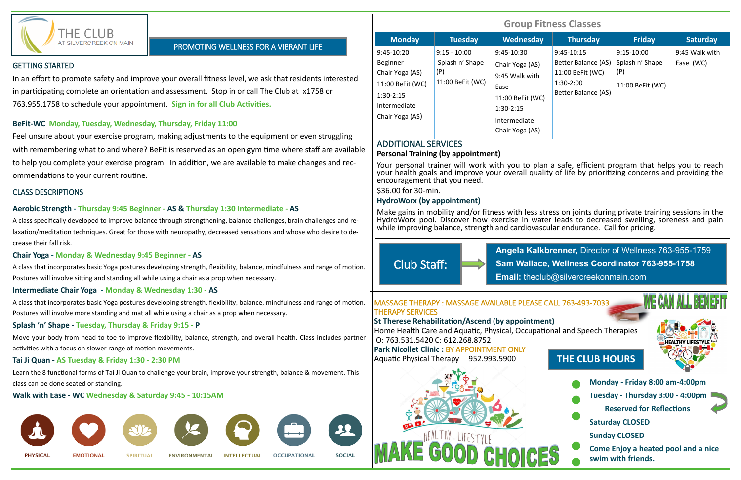# THE CLUB
AT SILVERCREEK ON MAIN

PROMOTING WELLNESS FOR A VIBRANT LIFE

## GETTING STARTED

In an effort to promote safety and improve your overall fitness level, we ask that residents interested in participating complete an orientation and assessment. Stop in or call The Club at x1758 or 763.955.1758 to schedule your appointment. **Sign in for all Club Activities.**

### BeFit-WC Monday, Tuesday, Wednesday, Thursday, Friday 11:00

Feel unsure about your exercise program, making adjustments to the equipment or even struggling with remembering what to and where? BeFit is reserved as an open gym time where staff are available to help you complete your exercise program. In addition, we are available to make changes and recommendations to your current routine.

## CLASS DESCRIPTIONS

**Aerobic Strength - Thursday 9:45 Beginner - AS & Thursday 1:30 Intermediate - AS**

A class specifically developed to improve balance through strengthening, balance challenges, brain challenges and relaxation/meditation techniques. Great for those with neuropathy, decreased sensations and whose who desire to decrease their fall risk.

**Chair Yoga - Monday & Wednesday 9:45 Beginner - AS**

A class that incorporates basic Yoga postures developing strength, flexibility, balance, mindfulness and range of motion. Postures will involve sitting and standing all while using a chair as a prop when necessary.

**Intermediate Chair Yoga - Monday & Wednesday 1:30 - AS**

A class that incorporates basic Yoga postures developing strength, flexibility, balance, mindfulness and range of motion. Postures will involve more standing and mat all while using a chair as a prop when necessary.

**Splash 'n' Shape - Tuesday, Thursday & Friday 9:15 - P**

Move your body from head to toe to improve flexibility, balance, strength, and overall health. Class includes partner activities with a focus on slower range of motion movements.

**Tai Ji Quan - AS Tuesday & Friday 1:30 - 2:30 PM**

Learn the 8 functional forms of Tai Ji Quan to challenge your brain, improve your strength, balance & movement. This class can be done seated or standing.

**Walk with Ease - WC Wednesday & Saturday 9:45 - 10:15AM**

PHYSICAL EMOTIONAL SPIRITUAL ENVIRONMENTAL INTELLECTUAL OCCUPATIONAL SOCIAL

## Group Fitness Classes

| Monday | Tuesday | Wednesday | Thursday | Friday | Saturday |
|---|---|---|---|---|---|
| 9:45-10:20 Beginner Chair Yoga (AS)<br>11:00 BeFit (WC)<br>1:30-2:15 Intermediate Chair Yoga (AS) | 9:15 - 10:00 Splash n' Shape (P)<br>11:00 BeFit (WC) | 9:45-10:30 Chair Yoga (AS)<br>9:45 Walk with Ease<br>11:00 BeFit (WC)<br>1:30-2:15 Intermediate Chair Yoga (AS) | 9:45-10:15 Better Balance (AS)<br>11:00 BeFit (WC)<br>1:30-2:00 Better Balance (AS) | 9:15-10:00 Splash n' Shape (P)<br>11:00 BeFit (WC) | 9:45 Walk with Ease (WC) |

## ADDITIONAL SERVICES

**Personal Training (by appointment)**

Your personal trainer will work with you to plan a safe, efficient program that helps you to reach your health goals and improve your overall quality of life by prioritizing concerns and providing the encouragement that you need.

$36.00 for 30-min.

**HydroWorx (by appointment)**

Make gains in mobility and/or fitness with less stress on joints during private training sessions in the HydroWorx pool. Discover how exercise in water leads to decreased swelling, soreness and pain while improving balance, strength and cardiovascular endurance. Call for pricing.

**Club Staff:**

**Angela Kalkbrenner,** Director of Wellness 763-955-1759
**Sam Wallace, Wellness Coordinator 763-955-1758**
**Email:** theclub@silvercreekonmain.com

MASSAGE THERAPY : MASSAGE AVAILABLE PLEASE CALL 763-493-7033

WE CAN ALL BENEFIT

THERAPY SERVICES

**St Therese Rehabilitation/Ascend (by appointment)**
Home Health Care and Aquatic, Physical, Occupational and Speech Therapies
O: 763.531.5420 C: 612.268.8752
**Park Nicollet Clinic :** BY APPOINTMENT ONLY
Aquatic Physical Therapy 952.993.5900

HEALTHY LIFESTYLE

## THE CLUB HOURS

- **Monday - Friday 8:00 am-4:00pm**
- **Tuesday - Thursday 3:00 - 4:00pm**
  **Reserved for Reflections**
- **Saturday CLOSED**
- **Sunday CLOSED**
- **Come Enjoy a heated pool and a nice swim with friends.**

HEALTHY LIFESTYLE
MAKE GOOD CHOICES